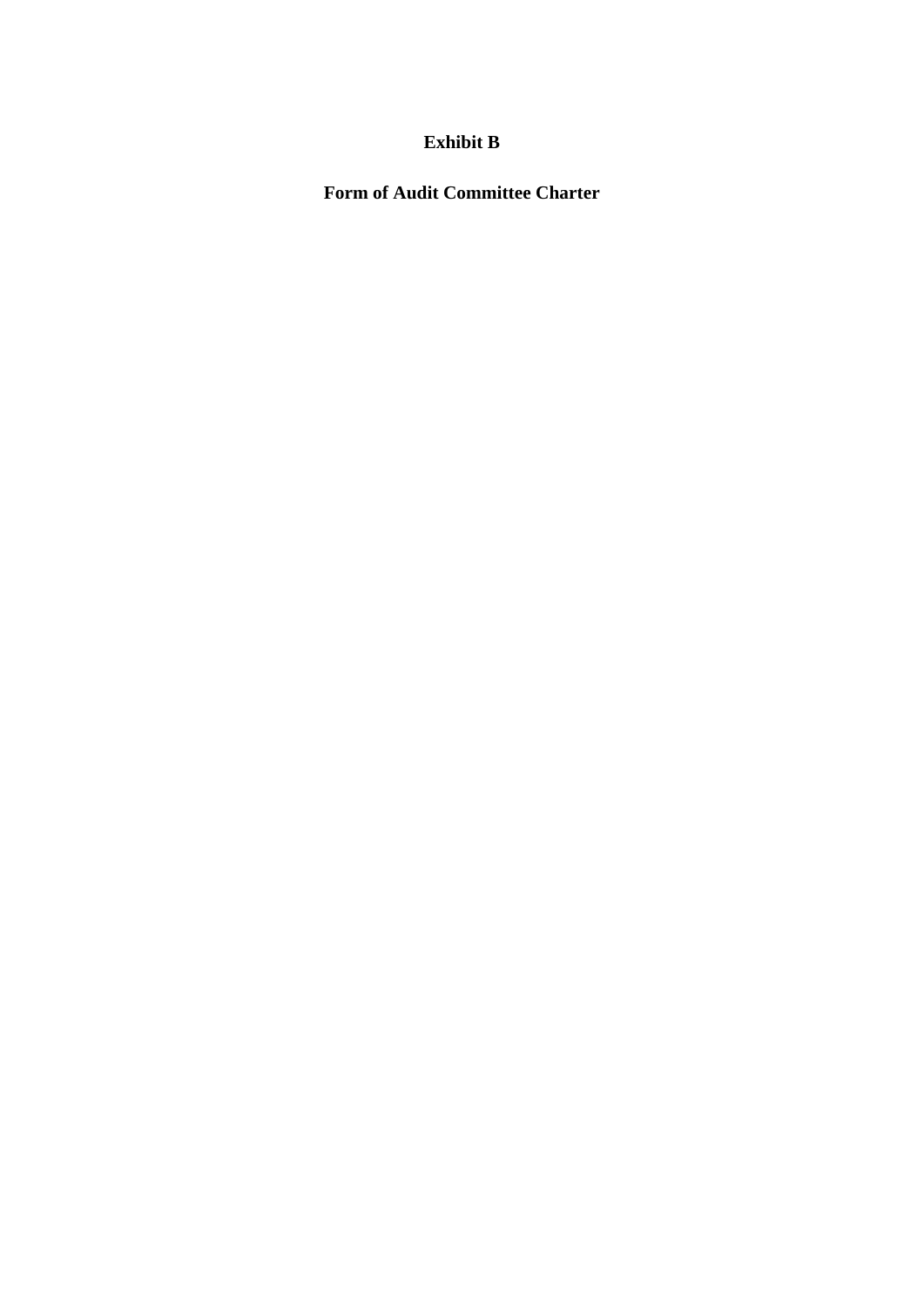# Exhibit B

# Form of Audit Committee Charter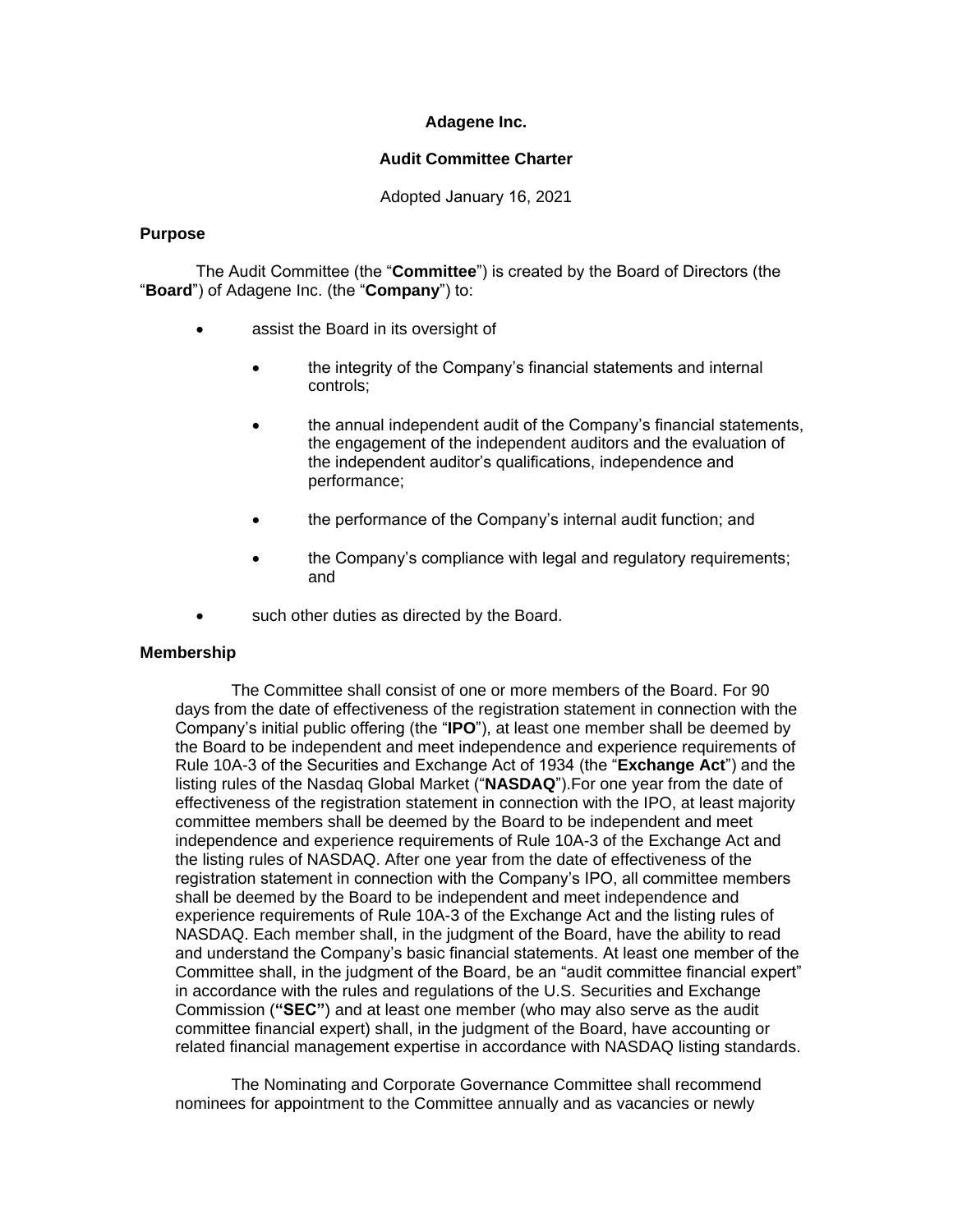**Adagene Inc.**

**Audit Committee Charter**

Adopted January 16, 2021

**Purpose**

The Audit Committee (the "**Committee**") is created by the Board of Directors (the "**Board**") of Adagene Inc. (the "**Company**") to:

- assist the Board in its oversight of
  - the integrity of the Company's financial statements and internal controls;
  - the annual independent audit of the Company's financial statements, the engagement of the independent auditors and the evaluation of the independent auditor's qualifications, independence and performance;
  - the performance of the Company's internal audit function; and
  - the Company's compliance with legal and regulatory requirements; and
- such other duties as directed by the Board.

**Membership**

The Committee shall consist of one or more members of the Board. For 90 days from the date of effectiveness of the registration statement in connection with the Company's initial public offering (the "**IPO**"), at least one member shall be deemed by the Board to be independent and meet independence and experience requirements of Rule 10A-3 of the Securities and Exchange Act of 1934 (the "**Exchange Act**") and the listing rules of the Nasdaq Global Market ("**NASDAQ**").For one year from the date of effectiveness of the registration statement in connection with the IPO, at least majority committee members shall be deemed by the Board to be independent and meet independence and experience requirements of Rule 10A-3 of the Exchange Act and the listing rules of NASDAQ. After one year from the date of effectiveness of the registration statement in connection with the Company's IPO, all committee members shall be deemed by the Board to be independent and meet independence and experience requirements of Rule 10A-3 of the Exchange Act and the listing rules of NASDAQ. Each member shall, in the judgment of the Board, have the ability to read and understand the Company's basic financial statements. At least one member of the Committee shall, in the judgment of the Board, be an "audit committee financial expert" in accordance with the rules and regulations of the U.S. Securities and Exchange Commission (**"SEC"**) and at least one member (who may also serve as the audit committee financial expert) shall, in the judgment of the Board, have accounting or related financial management expertise in accordance with NASDAQ listing standards.

The Nominating and Corporate Governance Committee shall recommend nominees for appointment to the Committee annually and as vacancies or newly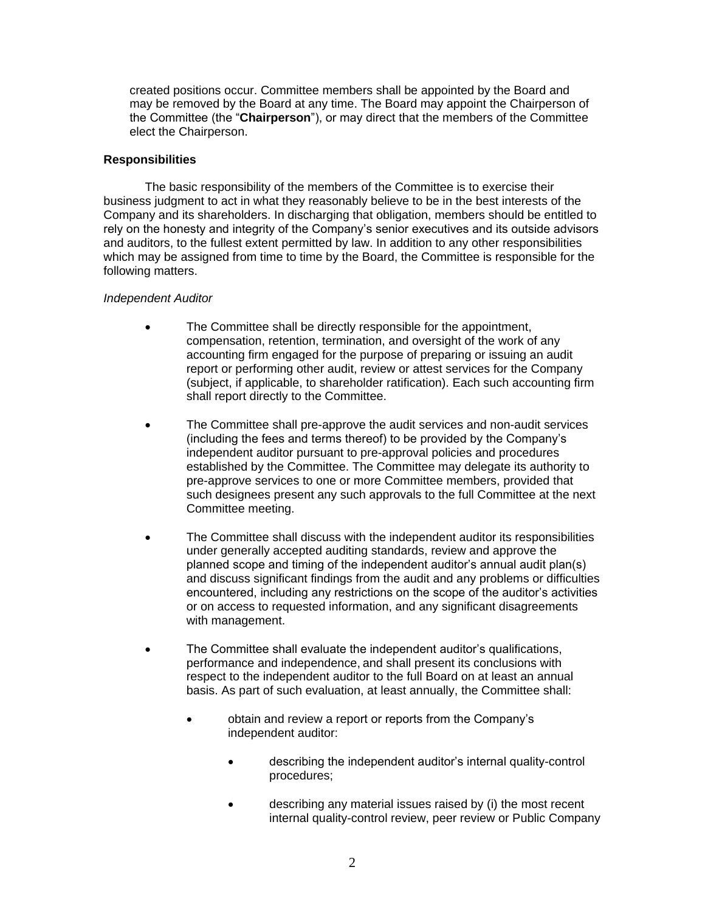created positions occur. Committee members shall be appointed by the Board and may be removed by the Board at any time. The Board may appoint the Chairperson of the Committee (the "**Chairperson**"), or may direct that the members of the Committee elect the Chairperson.

**Responsibilities**

The basic responsibility of the members of the Committee is to exercise their business judgment to act in what they reasonably believe to be in the best interests of the Company and its shareholders. In discharging that obligation, members should be entitled to rely on the honesty and integrity of the Company's senior executives and its outside advisors and auditors, to the fullest extent permitted by law. In addition to any other responsibilities which may be assigned from time to time by the Board, the Committee is responsible for the following matters.

*Independent Auditor*

- The Committee shall be directly responsible for the appointment, compensation, retention, termination, and oversight of the work of any accounting firm engaged for the purpose of preparing or issuing an audit report or performing other audit, review or attest services for the Company (subject, if applicable, to shareholder ratification). Each such accounting firm shall report directly to the Committee.

- The Committee shall pre-approve the audit services and non-audit services (including the fees and terms thereof) to be provided by the Company's independent auditor pursuant to pre-approval policies and procedures established by the Committee. The Committee may delegate its authority to pre-approve services to one or more Committee members, provided that such designees present any such approvals to the full Committee at the next Committee meeting.

- The Committee shall discuss with the independent auditor its responsibilities under generally accepted auditing standards, review and approve the planned scope and timing of the independent auditor's annual audit plan(s) and discuss significant findings from the audit and any problems or difficulties encountered, including any restrictions on the scope of the auditor's activities or on access to requested information, and any significant disagreements with management.

- The Committee shall evaluate the independent auditor's qualifications, performance and independence, and shall present its conclusions with respect to the independent auditor to the full Board on at least an annual basis. As part of such evaluation, at least annually, the Committee shall:

    - obtain and review a report or reports from the Company's independent auditor:

        - describing the independent auditor's internal quality-control procedures;

        - describing any material issues raised by (i) the most recent internal quality-control review, peer review or Public Company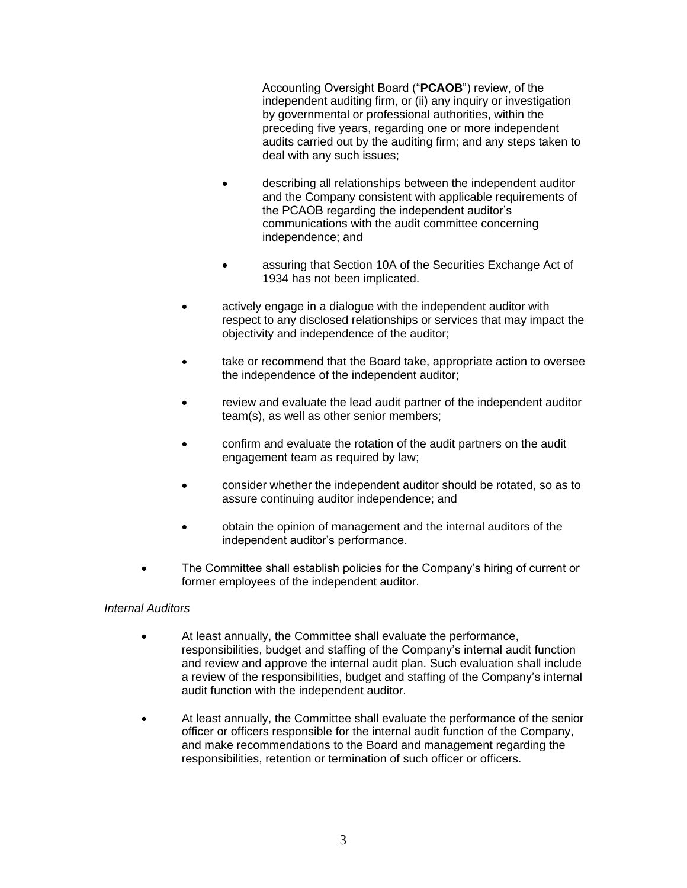Accounting Oversight Board ("**PCAOB**") review, of the independent auditing firm, or (ii) any inquiry or investigation by governmental or professional authorities, within the preceding five years, regarding one or more independent audits carried out by the auditing firm; and any steps taken to deal with any such issues;

        - describing all relationships between the independent auditor and the Company consistent with applicable requirements of the PCAOB regarding the independent auditor's communications with the audit committee concerning independence; and
        - assuring that Section 10A of the Securities Exchange Act of 1934 has not been implicated.

    - actively engage in a dialogue with the independent auditor with respect to any disclosed relationships or services that may impact the objectivity and independence of the auditor;
    - take or recommend that the Board take, appropriate action to oversee the independence of the independent auditor;
    - review and evaluate the lead audit partner of the independent auditor team(s), as well as other senior members;
    - confirm and evaluate the rotation of the audit partners on the audit engagement team as required by law;
    - consider whether the independent auditor should be rotated, so as to assure continuing auditor independence; and
    - obtain the opinion of management and the internal auditors of the independent auditor's performance.

- The Committee shall establish policies for the Company's hiring of current or former employees of the independent auditor.

*Internal Auditors*

- At least annually, the Committee shall evaluate the performance, responsibilities, budget and staffing of the Company's internal audit function and review and approve the internal audit plan. Such evaluation shall include a review of the responsibilities, budget and staffing of the Company's internal audit function with the independent auditor.
- At least annually, the Committee shall evaluate the performance of the senior officer or officers responsible for the internal audit function of the Company, and make recommendations to the Board and management regarding the responsibilities, retention or termination of such officer or officers.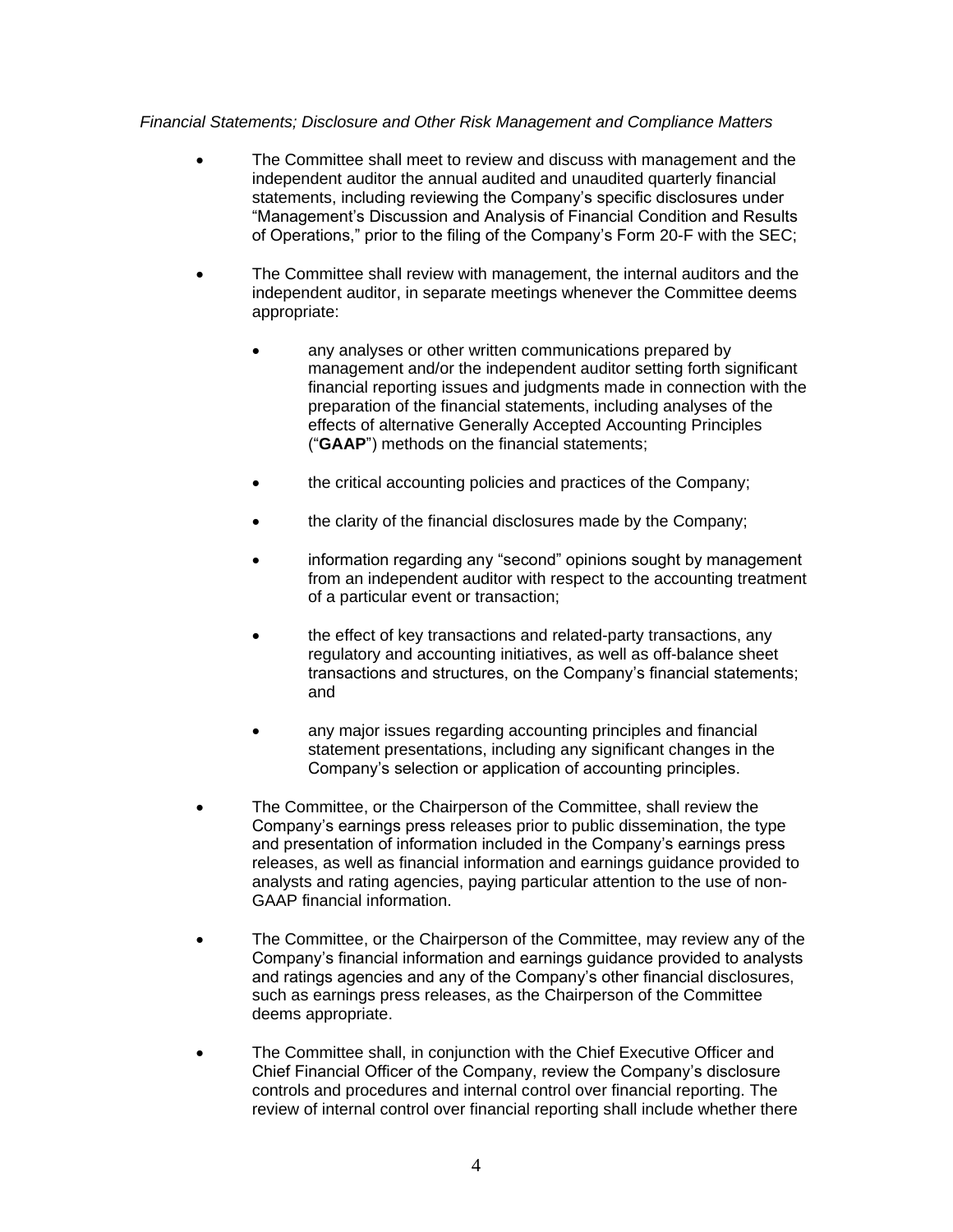*Financial Statements; Disclosure and Other Risk Management and Compliance Matters*

- The Committee shall meet to review and discuss with management and the independent auditor the annual audited and unaudited quarterly financial statements, including reviewing the Company's specific disclosures under "Management's Discussion and Analysis of Financial Condition and Results of Operations," prior to the filing of the Company's Form 20-F with the SEC;

- The Committee shall review with management, the internal auditors and the independent auditor, in separate meetings whenever the Committee deems appropriate:

    - any analyses or other written communications prepared by management and/or the independent auditor setting forth significant financial reporting issues and judgments made in connection with the preparation of the financial statements, including analyses of the effects of alternative Generally Accepted Accounting Principles ("**GAAP**") methods on the financial statements;

    - the critical accounting policies and practices of the Company;

    - the clarity of the financial disclosures made by the Company;

    - information regarding any "second" opinions sought by management from an independent auditor with respect to the accounting treatment of a particular event or transaction;

    - the effect of key transactions and related-party transactions, any regulatory and accounting initiatives, as well as off-balance sheet transactions and structures, on the Company's financial statements; and

    - any major issues regarding accounting principles and financial statement presentations, including any significant changes in the Company's selection or application of accounting principles.

- The Committee, or the Chairperson of the Committee, shall review the Company's earnings press releases prior to public dissemination, the type and presentation of information included in the Company's earnings press releases, as well as financial information and earnings guidance provided to analysts and rating agencies, paying particular attention to the use of non-GAAP financial information.

- The Committee, or the Chairperson of the Committee, may review any of the Company's financial information and earnings guidance provided to analysts and ratings agencies and any of the Company's other financial disclosures, such as earnings press releases, as the Chairperson of the Committee deems appropriate.

- The Committee shall, in conjunction with the Chief Executive Officer and Chief Financial Officer of the Company, review the Company's disclosure controls and procedures and internal control over financial reporting. The review of internal control over financial reporting shall include whether there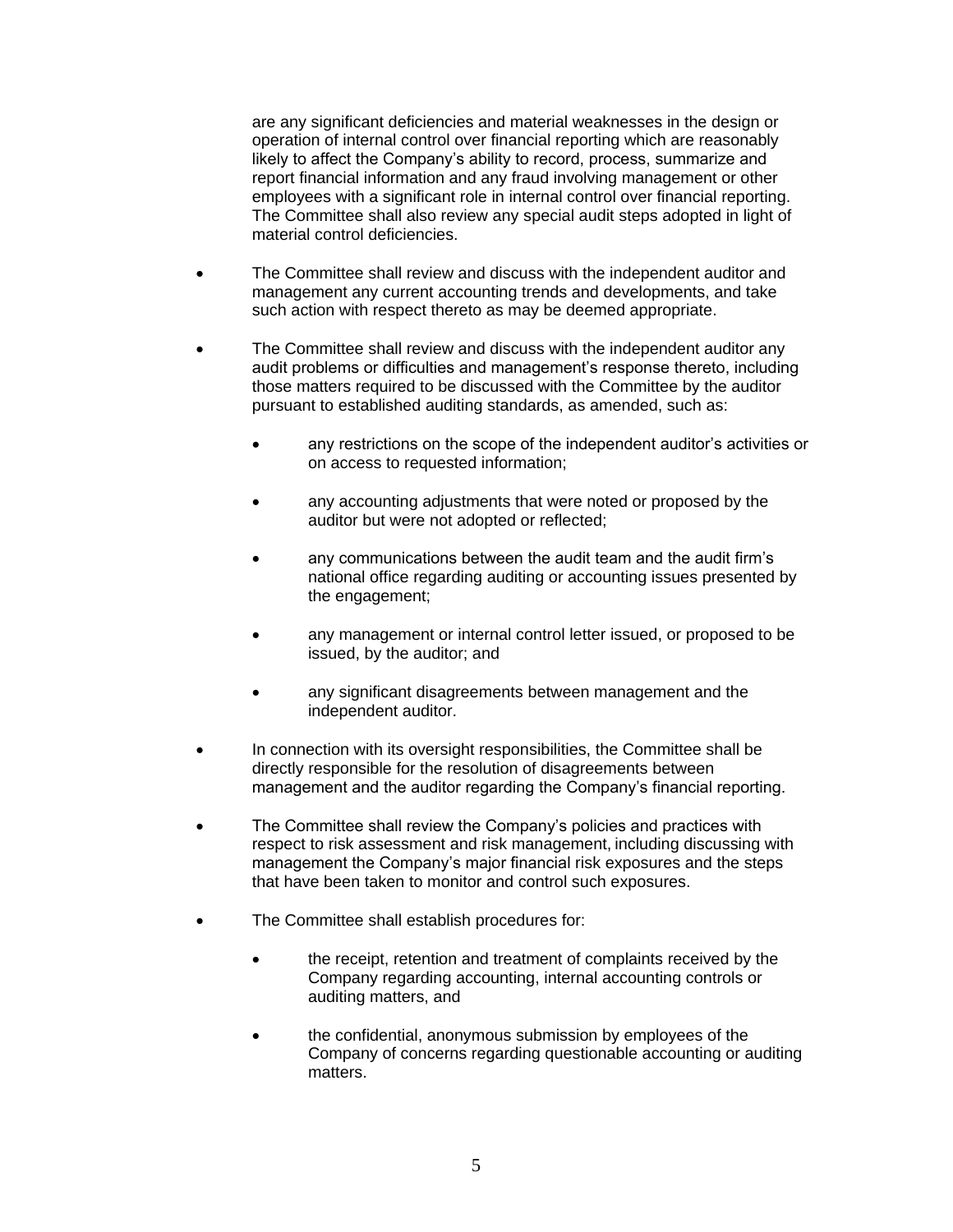are any significant deficiencies and material weaknesses in the design or operation of internal control over financial reporting which are reasonably likely to affect the Company's ability to record, process, summarize and report financial information and any fraud involving management or other employees with a significant role in internal control over financial reporting. The Committee shall also review any special audit steps adopted in light of material control deficiencies.

- The Committee shall review and discuss with the independent auditor and management any current accounting trends and developments, and take such action with respect thereto as may be deemed appropriate.

- The Committee shall review and discuss with the independent auditor any audit problems or difficulties and management's response thereto, including those matters required to be discussed with the Committee by the auditor pursuant to established auditing standards, as amended, such as:

  - any restrictions on the scope of the independent auditor's activities or on access to requested information;

  - any accounting adjustments that were noted or proposed by the auditor but were not adopted or reflected;

  - any communications between the audit team and the audit firm's national office regarding auditing or accounting issues presented by the engagement;

  - any management or internal control letter issued, or proposed to be issued, by the auditor; and

  - any significant disagreements between management and the independent auditor.

- In connection with its oversight responsibilities, the Committee shall be directly responsible for the resolution of disagreements between management and the auditor regarding the Company's financial reporting.

- The Committee shall review the Company's policies and practices with respect to risk assessment and risk management, including discussing with management the Company's major financial risk exposures and the steps that have been taken to monitor and control such exposures.

- The Committee shall establish procedures for:

  - the receipt, retention and treatment of complaints received by the Company regarding accounting, internal accounting controls or auditing matters, and

  - the confidential, anonymous submission by employees of the Company of concerns regarding questionable accounting or auditing matters.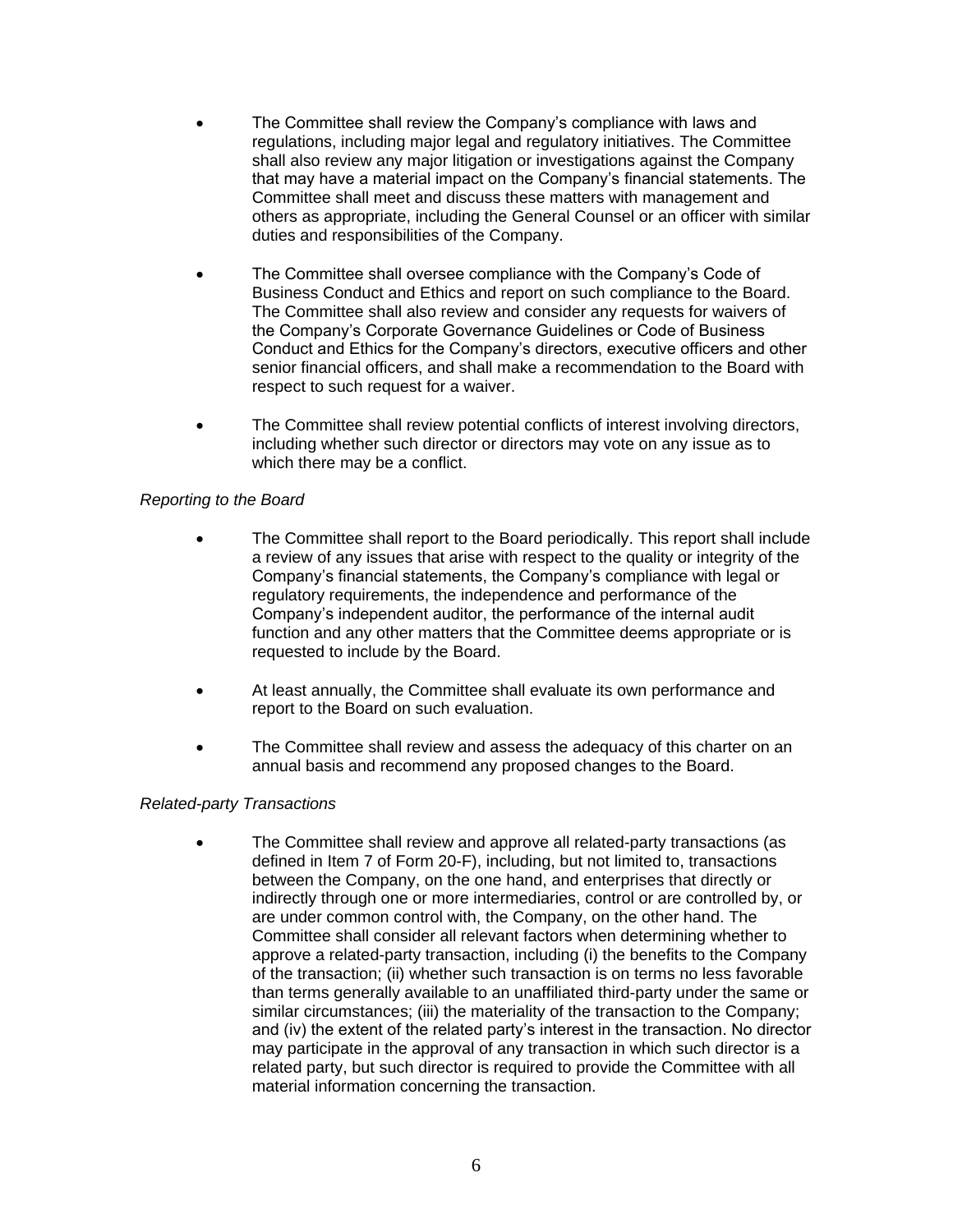- The Committee shall review the Company's compliance with laws and regulations, including major legal and regulatory initiatives. The Committee shall also review any major litigation or investigations against the Company that may have a material impact on the Company's financial statements. The Committee shall meet and discuss these matters with management and others as appropriate, including the General Counsel or an officer with similar duties and responsibilities of the Company.

- The Committee shall oversee compliance with the Company's Code of Business Conduct and Ethics and report on such compliance to the Board. The Committee shall also review and consider any requests for waivers of the Company's Corporate Governance Guidelines or Code of Business Conduct and Ethics for the Company's directors, executive officers and other senior financial officers, and shall make a recommendation to the Board with respect to such request for a waiver.

- The Committee shall review potential conflicts of interest involving directors, including whether such director or directors may vote on any issue as to which there may be a conflict.

*Reporting to the Board*

- The Committee shall report to the Board periodically. This report shall include a review of any issues that arise with respect to the quality or integrity of the Company's financial statements, the Company's compliance with legal or regulatory requirements, the independence and performance of the Company's independent auditor, the performance of the internal audit function and any other matters that the Committee deems appropriate or is requested to include by the Board.

- At least annually, the Committee shall evaluate its own performance and report to the Board on such evaluation.

- The Committee shall review and assess the adequacy of this charter on an annual basis and recommend any proposed changes to the Board.

*Related-party Transactions*

- The Committee shall review and approve all related-party transactions (as defined in Item 7 of Form 20-F), including, but not limited to, transactions between the Company, on the one hand, and enterprises that directly or indirectly through one or more intermediaries, control or are controlled by, or are under common control with, the Company, on the other hand. The Committee shall consider all relevant factors when determining whether to approve a related-party transaction, including (i) the benefits to the Company of the transaction; (ii) whether such transaction is on terms no less favorable than terms generally available to an unaffiliated third-party under the same or similar circumstances; (iii) the materiality of the transaction to the Company; and (iv) the extent of the related party's interest in the transaction. No director may participate in the approval of any transaction in which such director is a related party, but such director is required to provide the Committee with all material information concerning the transaction.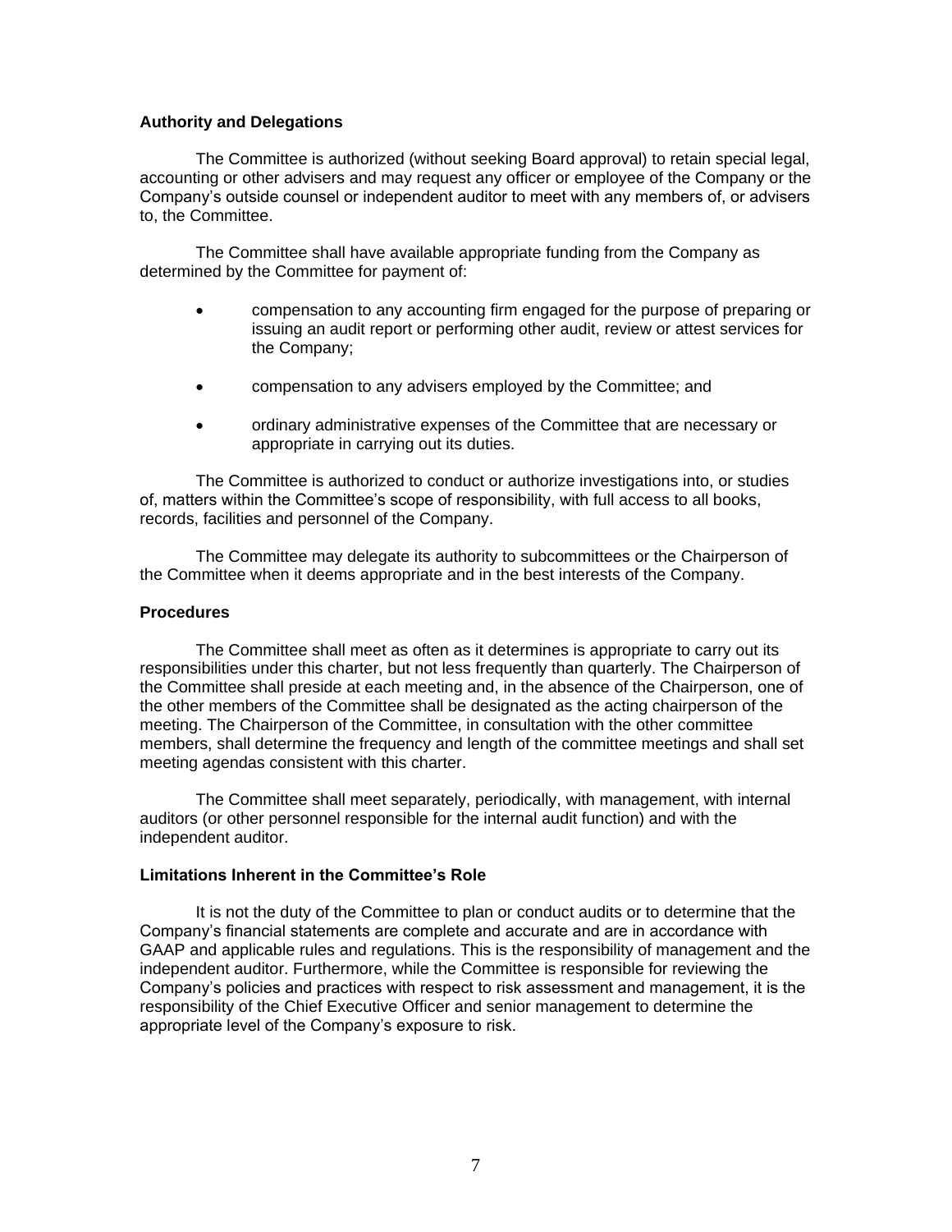**Authority and Delegations**

The Committee is authorized (without seeking Board approval) to retain special legal, accounting or other advisers and may request any officer or employee of the Company or the Company's outside counsel or independent auditor to meet with any members of, or advisers to, the Committee.

The Committee shall have available appropriate funding from the Company as determined by the Committee for payment of:

- compensation to any accounting firm engaged for the purpose of preparing or issuing an audit report or performing other audit, review or attest services for the Company;
- compensation to any advisers employed by the Committee; and
- ordinary administrative expenses of the Committee that are necessary or appropriate in carrying out its duties.

The Committee is authorized to conduct or authorize investigations into, or studies of, matters within the Committee's scope of responsibility, with full access to all books, records, facilities and personnel of the Company.

The Committee may delegate its authority to subcommittees or the Chairperson of the Committee when it deems appropriate and in the best interests of the Company.

**Procedures**

The Committee shall meet as often as it determines is appropriate to carry out its responsibilities under this charter, but not less frequently than quarterly. The Chairperson of the Committee shall preside at each meeting and, in the absence of the Chairperson, one of the other members of the Committee shall be designated as the acting chairperson of the meeting. The Chairperson of the Committee, in consultation with the other committee members, shall determine the frequency and length of the committee meetings and shall set meeting agendas consistent with this charter.

The Committee shall meet separately, periodically, with management, with internal auditors (or other personnel responsible for the internal audit function) and with the independent auditor.

**Limitations Inherent in the Committee's Role**

It is not the duty of the Committee to plan or conduct audits or to determine that the Company's financial statements are complete and accurate and are in accordance with GAAP and applicable rules and regulations. This is the responsibility of management and the independent auditor. Furthermore, while the Committee is responsible for reviewing the Company's policies and practices with respect to risk assessment and management, it is the responsibility of the Chief Executive Officer and senior management to determine the appropriate level of the Company's exposure to risk.